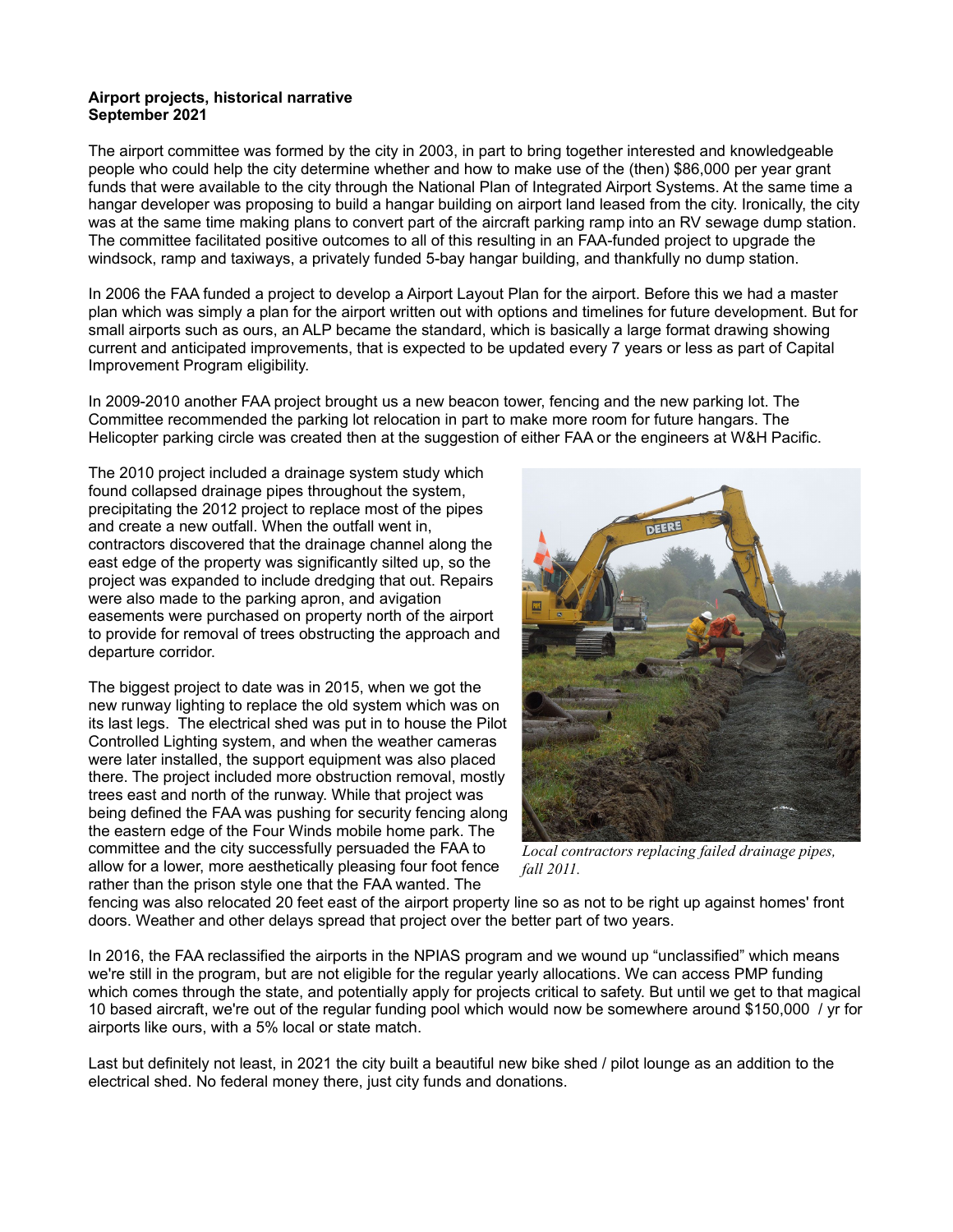**Airport projects, historical narrative**
**September 2021**

The airport committee was formed by the city in 2003, in part to bring together interested and knowledgeable people who could help the city determine whether and how to make use of the (then) $86,000 per year grant funds that were available to the city through the National Plan of Integrated Airport Systems. At the same time a hangar developer was proposing to build a hangar building on airport land leased from the city. Ironically, the city was at the same time making plans to convert part of the aircraft parking ramp into an RV sewage dump station. The committee facilitated positive outcomes to all of this resulting in an FAA-funded project to upgrade the windsock, ramp and taxiways, a privately funded 5-bay hangar building, and thankfully no dump station.

In 2006 the FAA funded a project to develop a Airport Layout Plan for the airport. Before this we had a master plan which was simply a plan for the airport written out with options and timelines for future development. But for small airports such as ours, an ALP became the standard, which is basically a large format drawing showing current and anticipated improvements, that is expected to be updated every 7 years or less as part of Capital Improvement Program eligibility.

In 2009-2010 another FAA project brought us a new beacon tower, fencing and the new parking lot. The Committee recommended the parking lot relocation in part to make more room for future hangars. The Helicopter parking circle was created then at the suggestion of either FAA or the engineers at W&H Pacific.

The 2010 project included a drainage system study which found collapsed drainage pipes throughout the system, precipitating the 2012 project to replace most of the pipes and create a new outfall. When the outfall went in, contractors discovered that the drainage channel along the east edge of the property was significantly silted up, so the project was expanded to include dredging that out. Repairs were also made to the parking apron, and avigation easements were purchased on property north of the airport to provide for removal of trees obstructing the approach and departure corridor.

*Local contractors replacing failed drainage pipes, fall 2011.*

The biggest project to date was in 2015, when we got the new runway lighting to replace the old system which was on its last legs. The electrical shed was put in to house the Pilot Controlled Lighting system, and when the weather cameras were later installed, the support equipment was also placed there. The project included more obstruction removal, mostly trees east and north of the runway. While that project was being defined the FAA was pushing for security fencing along the eastern edge of the Four Winds mobile home park. The committee and the city successfully persuaded the FAA to allow for a lower, more aesthetically pleasing four foot fence rather than the prison style one that the FAA wanted. The fencing was also relocated 20 feet east of the airport property line so as not to be right up against homes' front doors. Weather and other delays spread that project over the better part of two years.

In 2016, the FAA reclassified the airports in the NPIAS program and we wound up "unclassified" which means we're still in the program, but are not eligible for the regular yearly allocations. We can access PMP funding which comes through the state, and potentially apply for projects critical to safety. But until we get to that magical 10 based aircraft, we're out of the regular funding pool which would now be somewhere around $150,000 / yr for airports like ours, with a 5% local or state match.

Last but definitely not least, in 2021 the city built a beautiful new bike shed / pilot lounge as an addition to the electrical shed. No federal money there, just city funds and donations.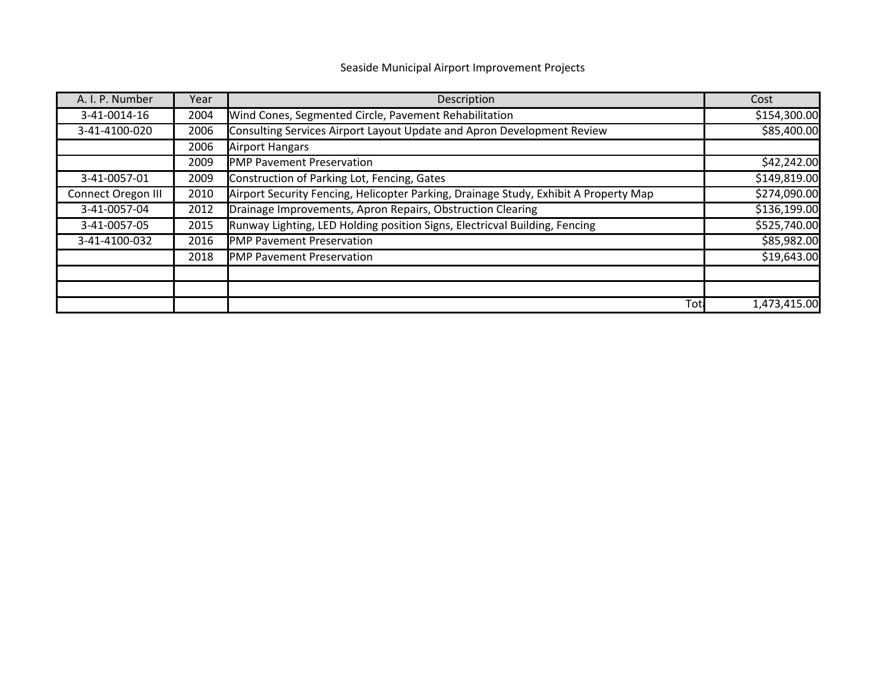Seaside Municipal Airport Improvement Projects

| A. I. P. Number | Year | Description | Cost |
|---|---|---|---|
| 3-41-0014-16 | 2004 | Wind Cones, Segmented Circle, Pavement Rehabilitation | $154,300.00 |
| 3-41-4100-020 | 2006 | Consulting Services Airport Layout Update and Apron Development Review | $85,400.00 |
| | 2006 | Airport Hangars | |
| | 2009 | PMP Pavement Preservation | $42,242.00 |
| 3-41-0057-01 | 2009 | Construction of Parking Lot, Fencing, Gates | $149,819.00 |
| Connect Oregon III | 2010 | Airport Security Fencing, Helicopter Parking, Drainage Study, Exhibit A Property Map | $274,090.00 |
| 3-41-0057-04 | 2012 | Drainage Improvements, Apron Repairs, Obstruction Clearing | $136,199.00 |
| 3-41-0057-05 | 2015 | Runway Lighting, LED Holding position Signs, Electricval Building, Fencing | $525,740.00 |
| 3-41-4100-032 | 2016 | PMP Pavement Preservation | $85,982.00 |
| | 2018 | PMP Pavement Preservation | $19,643.00 |
| | | | |
| | | | |
| | | Tot | 1,473,415.00 |